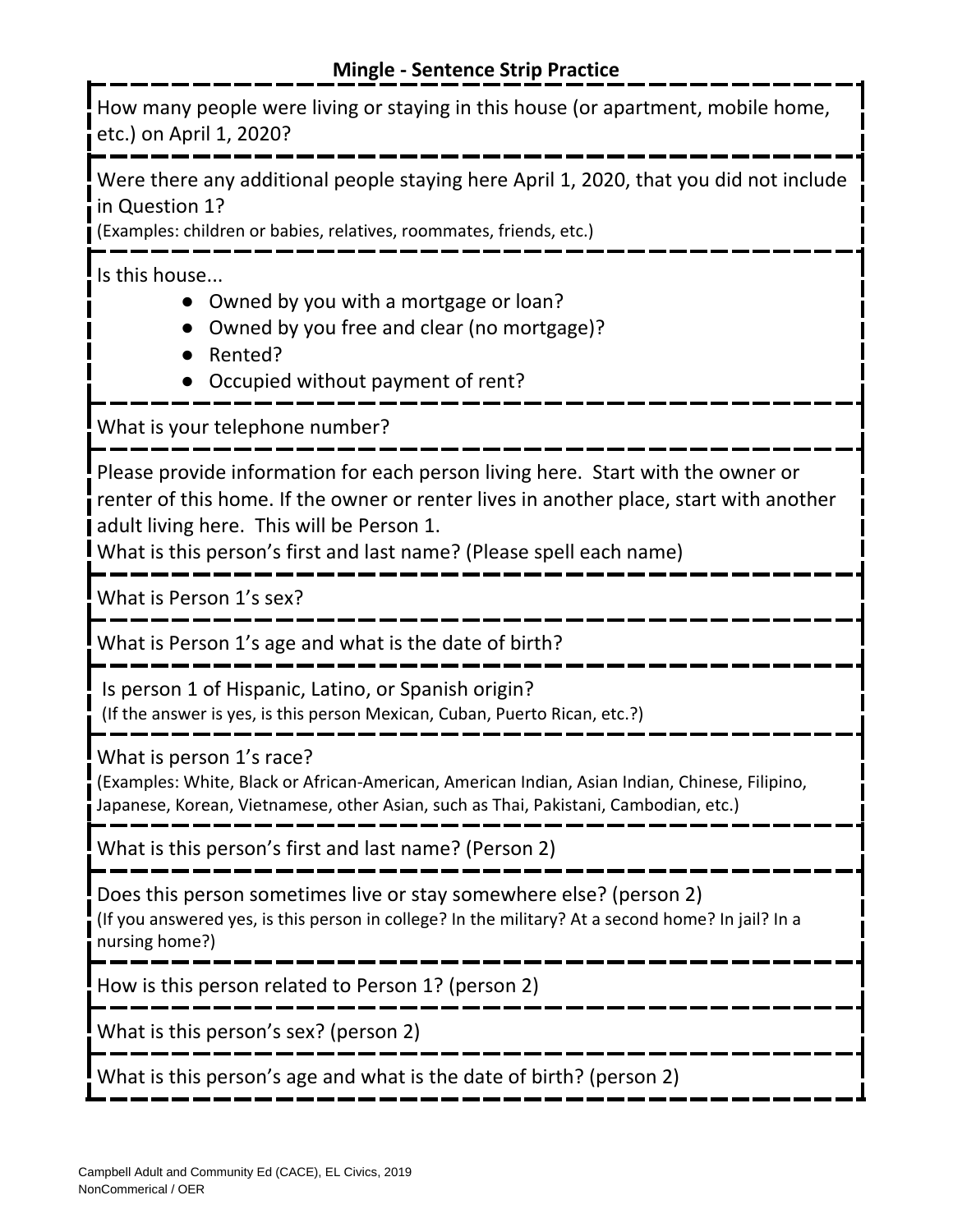## Mingle - Sentence Strip Practice

How many people were living or staying in this house (or apartment, mobile home, etc.) on April 1, 2020?

---

Were there any additional people staying here April 1, 2020, that you did not include in Question 1?
(Examples: children or babies, relatives, roommates, friends, etc.)

---

Is this house...

- Owned by you with a mortgage or loan?
- Owned by you free and clear (no mortgage)?
- Rented?
- Occupied without payment of rent?

---

What is your telephone number?

---

Please provide information for each person living here. Start with the owner or renter of this home. If the owner or renter lives in another place, start with another adult living here. This will be Person 1.
What is this person's first and last name? (Please spell each name)

---

What is Person 1's sex?

---

What is Person 1's age and what is the date of birth?

---

Is person 1 of Hispanic, Latino, or Spanish origin?
(If the answer is yes, is this person Mexican, Cuban, Puerto Rican, etc.?)

---

What is person 1's race?
(Examples: White, Black or African-American, American Indian, Asian Indian, Chinese, Filipino, Japanese, Korean, Vietnamese, other Asian, such as Thai, Pakistani, Cambodian, etc.)

---

What is this person's first and last name? (Person 2)

---

Does this person sometimes live or stay somewhere else? (person 2)
(If you answered yes, is this person in college? In the military? At a second home? In jail? In a nursing home?)

---

How is this person related to Person 1? (person 2)

---

What is this person's sex? (person 2)

---

What is this person's age and what is the date of birth? (person 2)

Campbell Adult and Community Ed (CACE), EL Civics, 2019
NonCommerical / OER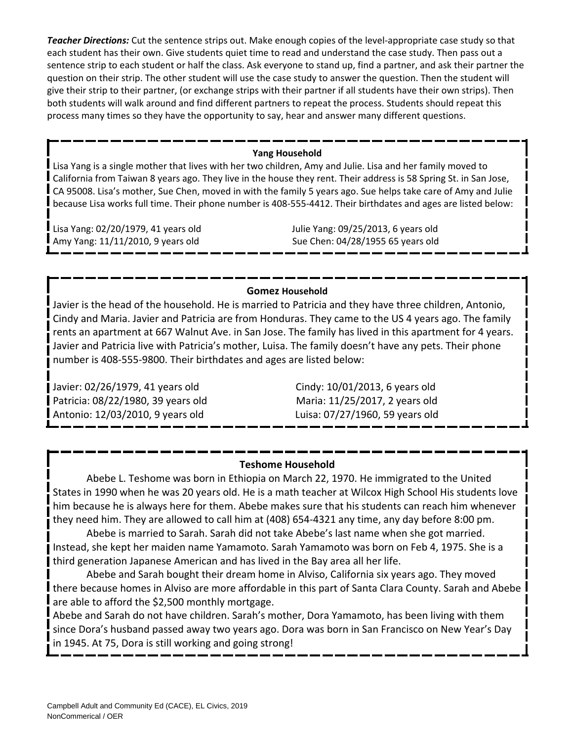***Teacher Directions:*** Cut the sentence strips out. Make enough copies of the level-appropriate case study so that each student has their own. Give students quiet time to read and understand the case study. Then pass out a sentence strip to each student or half the class. Ask everyone to stand up, find a partner, and ask their partner the question on their strip. The other student will use the case study to answer the question. Then the student will give their strip to their partner, (or exchange strips with their partner if all students have their own strips). Then both students will walk around and find different partners to repeat the process. Students should repeat this process many times so they have the opportunity to say, hear and answer many different questions.

**Yang Household**

Lisa Yang is a single mother that lives with her two children, Amy and Julie. Lisa and her family moved to California from Taiwan 8 years ago. They live in the house they rent. Their address is 58 Spring St. in San Jose, CA 95008. Lisa's mother, Sue Chen, moved in with the family 5 years ago. Sue helps take care of Amy and Julie because Lisa works full time. Their phone number is 408-555-4412. Their birthdates and ages are listed below:

Lisa Yang: 02/20/1979, 41 years old
Amy Yang: 11/11/2010, 9 years old
Julie Yang: 09/25/2013, 6 years old
Sue Chen: 04/28/1955 65 years old

**Gomez Household**

Javier is the head of the household. He is married to Patricia and they have three children, Antonio, Cindy and Maria. Javier and Patricia are from Honduras. They came to the US 4 years ago. The family rents an apartment at 667 Walnut Ave. in San Jose. The family has lived in this apartment for 4 years. Javier and Patricia live with Patricia's mother, Luisa. The family doesn't have any pets. Their phone number is 408-555-9800. Their birthdates and ages are listed below:

Javier: 02/26/1979, 41 years old
Patricia: 08/22/1980, 39 years old
Antonio: 12/03/2010, 9 years old
Cindy: 10/01/2013, 6 years old
Maria: 11/25/2017, 2 years old
Luisa: 07/27/1960, 59 years old

**Teshome Household**

Abebe L. Teshome was born in Ethiopia on March 22, 1970. He immigrated to the United States in 1990 when he was 20 years old. He is a math teacher at Wilcox High School His students love him because he is always here for them. Abebe makes sure that his students can reach him whenever they need him. They are allowed to call him at (408) 654-4321 any time, any day before 8:00 pm.

Abebe is married to Sarah. Sarah did not take Abebe's last name when she got married. Instead, she kept her maiden name Yamamoto. Sarah Yamamoto was born on Feb 4, 1975. She is a third generation Japanese American and has lived in the Bay area all her life.

Abebe and Sarah bought their dream home in Alviso, California six years ago. They moved there because homes in Alviso are more affordable in this part of Santa Clara County. Sarah and Abebe are able to afford the $2,500 monthly mortgage.

Abebe and Sarah do not have children. Sarah's mother, Dora Yamamoto, has been living with them since Dora's husband passed away two years ago. Dora was born in San Francisco on New Year's Day in 1945. At 75, Dora is still working and going strong!

Campbell Adult and Community Ed (CACE), EL Civics, 2019
NonCommerical / OER